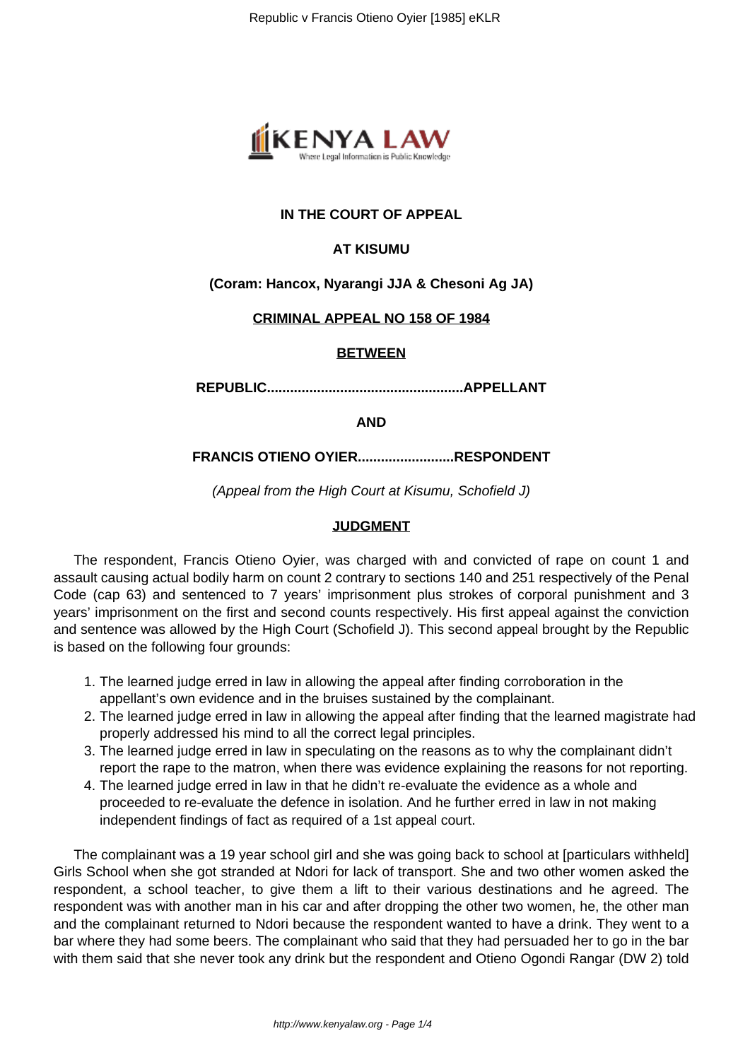**IN THE COURT OF APPEAL**

**AT KISUMU**

**(Coram: Hancox, Nyarangi JJA & Chesoni Ag JA)**

**CRIMINAL APPEAL NO 158 OF 1984**

**BETWEEN**

**REPUBLIC..................................................APPELLANT**

**AND**

**FRANCIS OTIENO OYIER........................RESPONDENT**

*(Appeal from the High Court at Kisumu, Schofield J)*

**JUDGMENT**

The respondent, Francis Otieno Oyier, was charged with and convicted of rape on count 1 and assault causing actual bodily harm on count 2 contrary to sections 140 and 251 respectively of the Penal Code (cap 63) and sentenced to 7 years' imprisonment plus strokes of corporal punishment and 3 years' imprisonment on the first and second counts respectively. His first appeal against the conviction and sentence was allowed by the High Court (Schofield J). This second appeal brought by the Republic is based on the following four grounds:

1. The learned judge erred in law in allowing the appeal after finding corroboration in the appellant's own evidence and in the bruises sustained by the complainant.
2. The learned judge erred in law in allowing the appeal after finding that the learned magistrate had properly addressed his mind to all the correct legal principles.
3. The learned judge erred in law in speculating on the reasons as to why the complainant didn't report the rape to the matron, when there was evidence explaining the reasons for not reporting.
4. The learned judge erred in law in that he didn't re-evaluate the evidence as a whole and proceeded to re-evaluate the defence in isolation. And he further erred in law in not making independent findings of fact as required of a 1st appeal court.

The complainant was a 19 year school girl and she was going back to school at [particulars withheld] Girls School when she got stranded at Ndori for lack of transport. She and two other women asked the respondent, a school teacher, to give them a lift to their various destinations and he agreed. The respondent was with another man in his car and after dropping the other two women, he, the other man and the complainant returned to Ndori because the respondent wanted to have a drink. They went to a bar where they had some beers. The complainant who said that they had persuaded her to go in the bar with them said that she never took any drink but the respondent and Otieno Ogondi Rangar (DW 2) told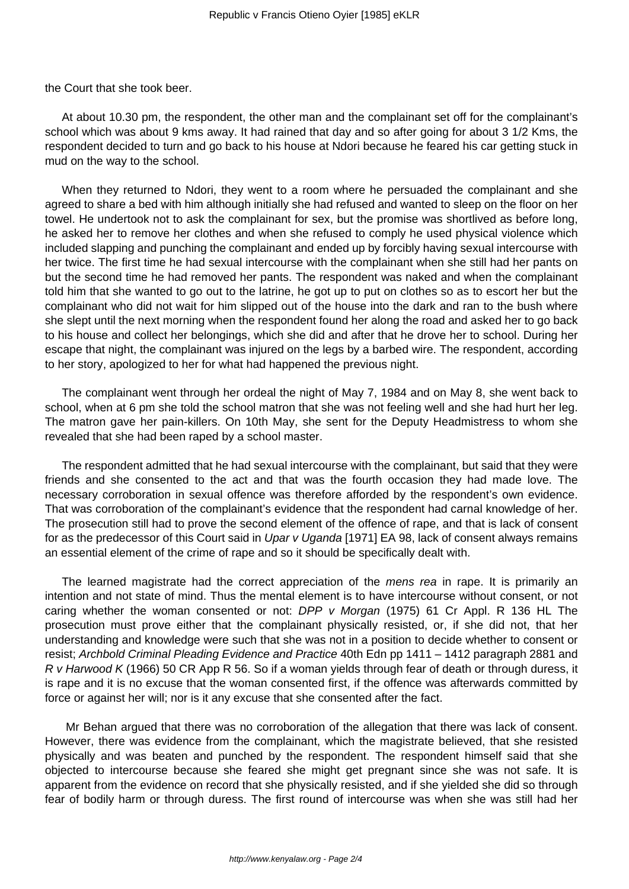the Court that she took beer.

At about 10.30 pm, the respondent, the other man and the complainant set off for the complainant's school which was about 9 kms away. It had rained that day and so after going for about 3 1/2 Kms, the respondent decided to turn and go back to his house at Ndori because he feared his car getting stuck in mud on the way to the school.

When they returned to Ndori, they went to a room where he persuaded the complainant and she agreed to share a bed with him although initially she had refused and wanted to sleep on the floor on her towel. He undertook not to ask the complainant for sex, but the promise was shortlived as before long, he asked her to remove her clothes and when she refused to comply he used physical violence which included slapping and punching the complainant and ended up by forcibly having sexual intercourse with her twice. The first time he had sexual intercourse with the complainant when she still had her pants on but the second time he had removed her pants. The respondent was naked and when the complainant told him that she wanted to go out to the latrine, he got up to put on clothes so as to escort her but the complainant who did not wait for him slipped out of the house into the dark and ran to the bush where she slept until the next morning when the respondent found her along the road and asked her to go back to his house and collect her belongings, which she did and after that he drove her to school. During her escape that night, the complainant was injured on the legs by a barbed wire. The respondent, according to her story, apologized to her for what had happened the previous night.

The complainant went through her ordeal the night of May 7, 1984 and on May 8, she went back to school, when at 6 pm she told the school matron that she was not feeling well and she had hurt her leg. The matron gave her pain-killers. On 10th May, she sent for the Deputy Headmistress to whom she revealed that she had been raped by a school master.

The respondent admitted that he had sexual intercourse with the complainant, but said that they were friends and she consented to the act and that was the fourth occasion they had made love. The necessary corroboration in sexual offence was therefore afforded by the respondent's own evidence. That was corroboration of the complainant's evidence that the respondent had carnal knowledge of her. The prosecution still had to prove the second element of the offence of rape, and that is lack of consent for as the predecessor of this Court said in *Upar v Uganda* [1971] EA 98, lack of consent always remains an essential element of the crime of rape and so it should be specifically dealt with.

The learned magistrate had the correct appreciation of the *mens rea* in rape. It is primarily an intention and not state of mind. Thus the mental element is to have intercourse without consent, or not caring whether the woman consented or not: *DPP v Morgan* (1975) 61 Cr Appl. R 136 HL The prosecution must prove either that the complainant physically resisted, or, if she did not, that her understanding and knowledge were such that she was not in a position to decide whether to consent or resist; *Archbold Criminal Pleading Evidence and Practice* 40th Edn pp 1411 – 1412 paragraph 2881 and *R v Harwood K* (1966) 50 CR App R 56. So if a woman yields through fear of death or through duress, it is rape and it is no excuse that the woman consented first, if the offence was afterwards committed by force or against her will; nor is it any excuse that she consented after the fact.

Mr Behan argued that there was no corroboration of the allegation that there was lack of consent. However, there was evidence from the complainant, which the magistrate believed, that she resisted physically and was beaten and punched by the respondent. The respondent himself said that she objected to intercourse because she feared she might get pregnant since she was not safe. It is apparent from the evidence on record that she physically resisted, and if she yielded she did so through fear of bodily harm or through duress. The first round of intercourse was when she was still had her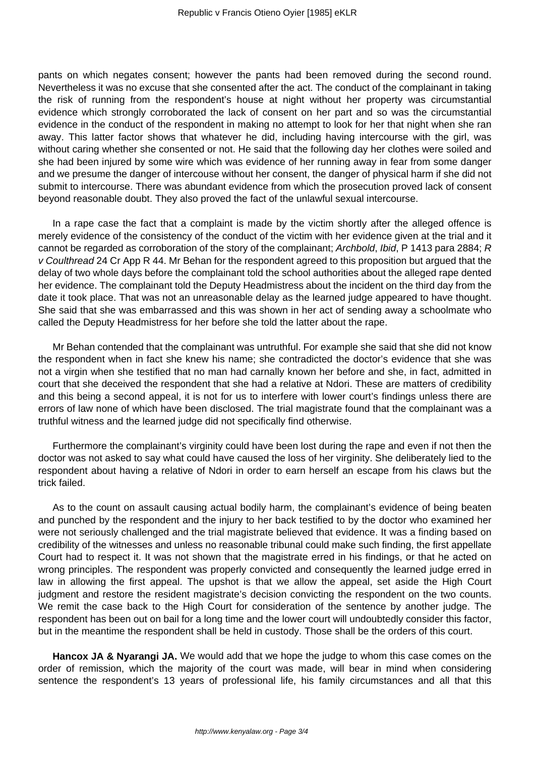pants on which negates consent; however the pants had been removed during the second round. Nevertheless it was no excuse that she consented after the act. The conduct of the complainant in taking the risk of running from the respondent's house at night without her property was circumstantial evidence which strongly corroborated the lack of consent on her part and so was the circumstantial evidence in the conduct of the respondent in making no attempt to look for her that night when she ran away. This latter factor shows that whatever he did, including having intercourse with the girl, was without caring whether she consented or not. He said that the following day her clothes were soiled and she had been injured by some wire which was evidence of her running away in fear from some danger and we presume the danger of intercouse without her consent, the danger of physical harm if she did not submit to intercourse. There was abundant evidence from which the prosecution proved lack of consent beyond reasonable doubt. They also proved the fact of the unlawful sexual intercourse.

In a rape case the fact that a complaint is made by the victim shortly after the alleged offence is merely evidence of the consistency of the conduct of the victim with her evidence given at the trial and it cannot be regarded as corroboration of the story of the complainant; *Archbold*, *Ibid*, P 1413 para 2884; *R v Coulthread* 24 Cr App R 44. Mr Behan for the respondent agreed to this proposition but argued that the delay of two whole days before the complainant told the school authorities about the alleged rape dented her evidence. The complainant told the Deputy Headmistress about the incident on the third day from the date it took place. That was not an unreasonable delay as the learned judge appeared to have thought. She said that she was embarrassed and this was shown in her act of sending away a schoolmate who called the Deputy Headmistress for her before she told the latter about the rape.

Mr Behan contended that the complainant was untruthful. For example she said that she did not know the respondent when in fact she knew his name; she contradicted the doctor's evidence that she was not a virgin when she testified that no man had carnally known her before and she, in fact, admitted in court that she deceived the respondent that she had a relative at Ndori. These are matters of credibility and this being a second appeal, it is not for us to interfere with lower court's findings unless there are errors of law none of which have been disclosed. The trial magistrate found that the complainant was a truthful witness and the learned judge did not specifically find otherwise.

Furthermore the complainant's virginity could have been lost during the rape and even if not then the doctor was not asked to say what could have caused the loss of her virginity. She deliberately lied to the respondent about having a relative of Ndori in order to earn herself an escape from his claws but the trick failed.

As to the count on assault causing actual bodily harm, the complainant's evidence of being beaten and punched by the respondent and the injury to her back testified to by the doctor who examined her were not seriously challenged and the trial magistrate believed that evidence. It was a finding based on credibility of the witnesses and unless no reasonable tribunal could make such finding, the first appellate Court had to respect it. It was not shown that the magistrate erred in his findings, or that he acted on wrong principles. The respondent was properly convicted and consequently the learned judge erred in law in allowing the first appeal. The upshot is that we allow the appeal, set aside the High Court judgment and restore the resident magistrate's decision convicting the respondent on the two counts. We remit the case back to the High Court for consideration of the sentence by another judge. The respondent has been out on bail for a long time and the lower court will undoubtedly consider this factor, but in the meantime the respondent shall be held in custody. Those shall be the orders of this court.

**Hancox JA & Nyarangi JA.** We would add that we hope the judge to whom this case comes on the order of remission, which the majority of the court was made, will bear in mind when considering sentence the respondent's 13 years of professional life, his family circumstances and all that this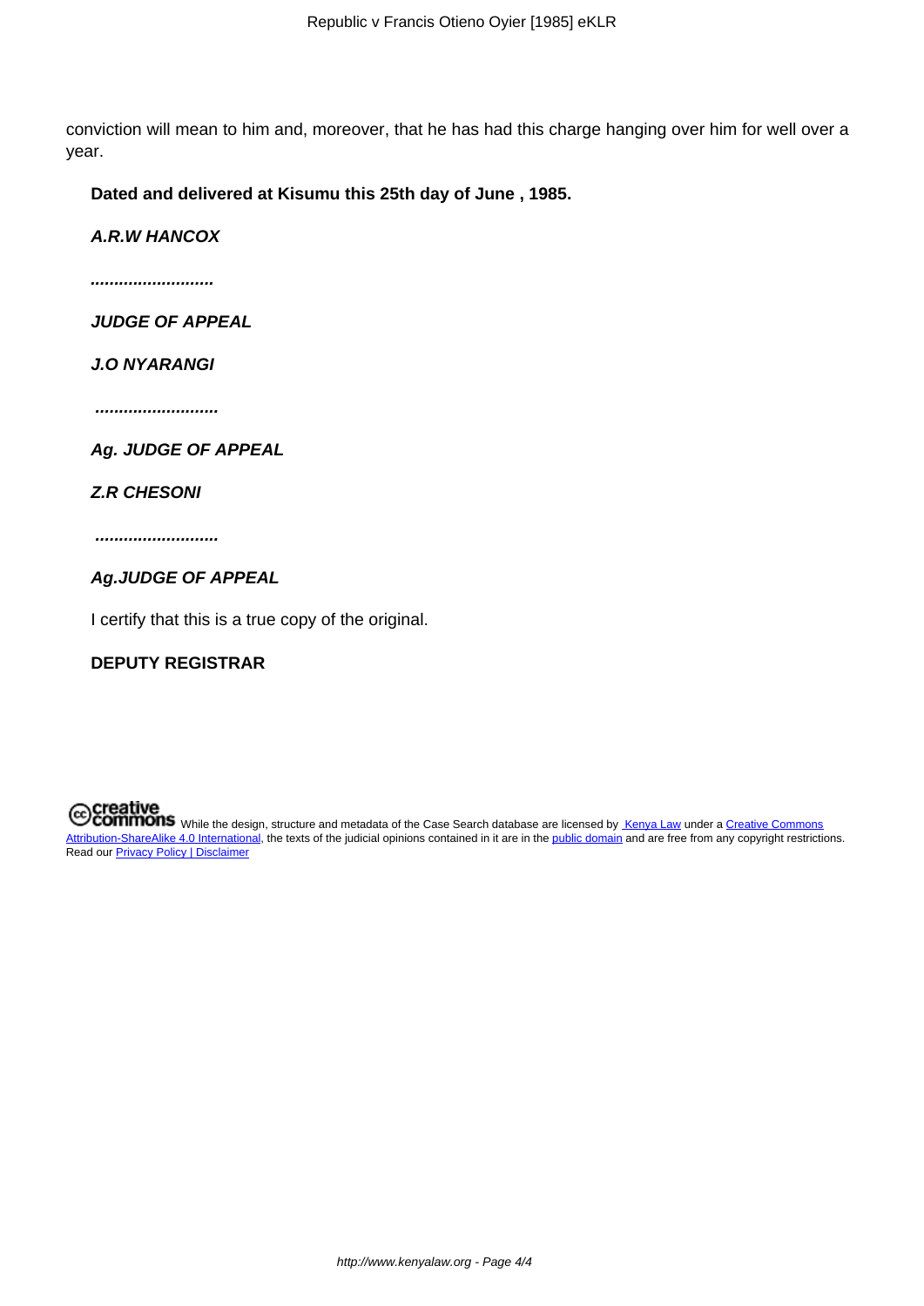conviction will mean to him and, moreover, that he has had this charge hanging over him for well over a year.

**Dated and delivered at Kisumu this 25th day of June , 1985.**

***A.R.W HANCOX***

***.........................***

***JUDGE OF APPEAL***

***J.O NYARANGI***

***.........................***

***Ag. JUDGE OF APPEAL***

***Z.R CHESONI***

***.........................***

***Ag.JUDGE OF APPEAL***

I certify that this is a true copy of the original.

**DEPUTY REGISTRAR**

While the design, structure and metadata of the Case Search database are licensed by Kenya Law under a Creative Commons Attribution-ShareAlike 4.0 International, the texts of the judicial opinions contained in it are in the public domain and are free from any copyright restrictions. Read our Privacy Policy | Disclaimer